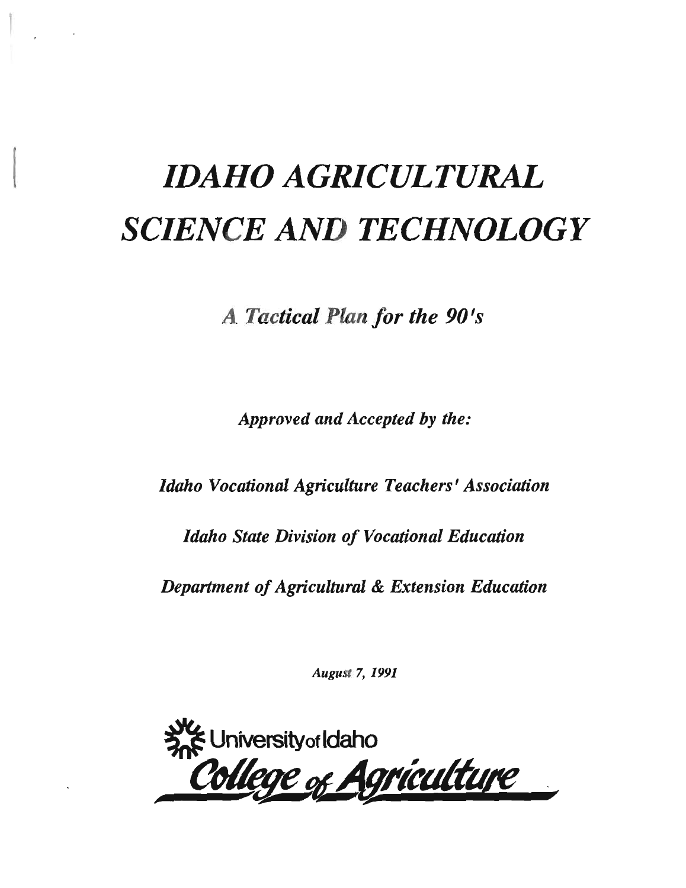# *IDAHO AGRICULTURAL SCIENCE AND TECHNOLOGY*

## *A Tactical Plan for the 90's*

*Approved and Accepted by the:*

*Idaho Vocational Agriculture Teachers' Association*

*Idaho State Division of Vocational Education*

*Department of Agricultural & Extension Education*

*August 7, 1991*

University of Idaho

College of Agriculture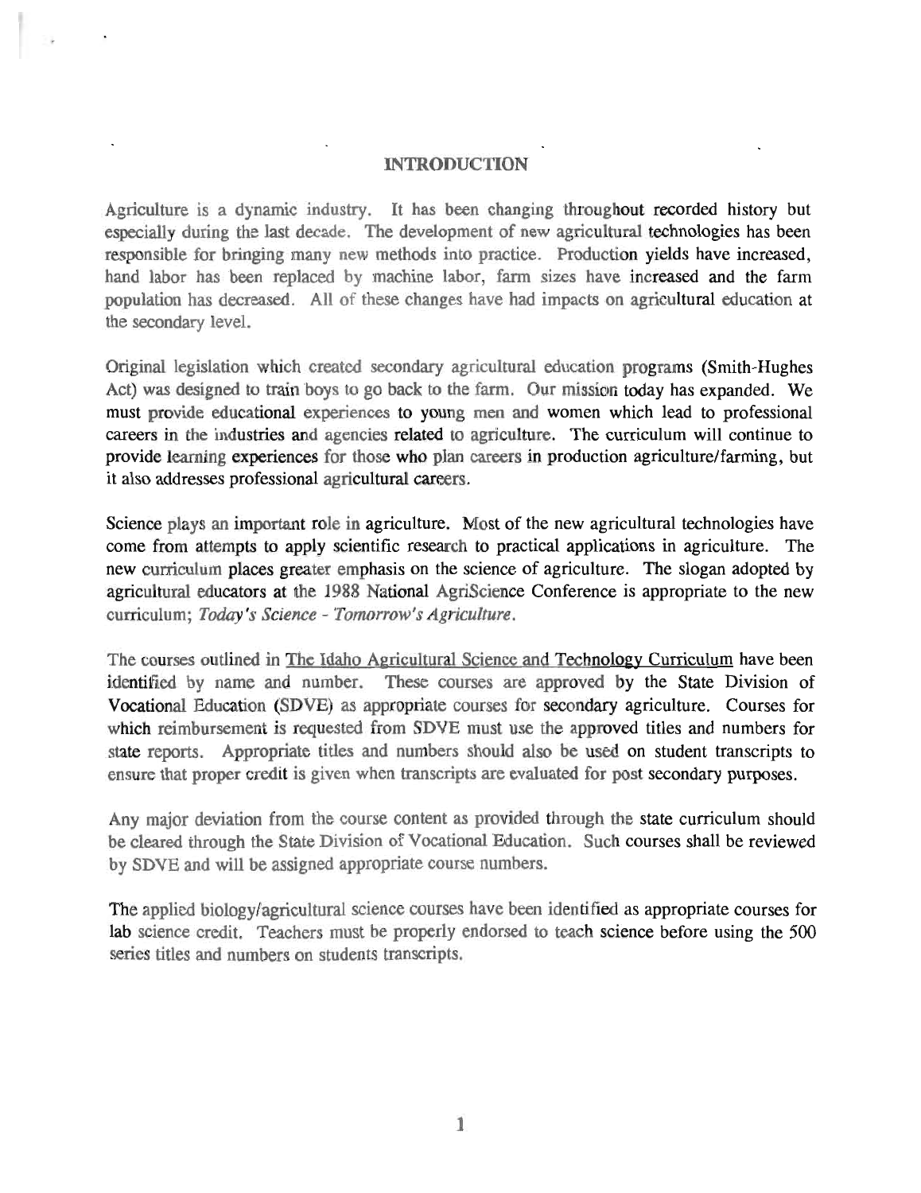# INTRODUCTION

Agriculture is a dynamic industry. It has been changing throughout recorded history but especially during the last decade. The development of new agricultural technologies has been responsible for bringing many new methods into practice. Production yields have increased, hand labor has been replaced by machine labor, farm sizes have increased and the farm population has decreased. All of these changes have had impacts on agricultural education at the secondary level.

Original legislation which created secondary agricultural education programs (Smith-Hughes Act) was designed to train boys to go back to the farm. Our mission today has expanded. We must provide educational experiences to young men and women which lead to professional careers in the industries and agencies related to agriculture. The curriculum will continue to provide learning experiences for those who plan careers in production agriculture/farming, but it also addresses professional agricultural careers.

Science plays an important role in agriculture. Most of the new agricultural technologies have come from attempts to apply scientific research to practical applications in agriculture. The new curriculum places greater emphasis on the science of agriculture. The slogan adopted by agricultural educators at the 1988 National AgriScience Conference is appropriate to the new curriculum; *Today's Science - Tomorrow's Agriculture.*

The courses outlined in The Idaho Agricultural Science and Technology Curriculum have been identified by name and number. These courses are approved by the State Division of Vocational Education (SDVE) as appropriate courses for secondary agriculture. Courses for which reimbursement is requested from SDVE must use the approved titles and numbers for state reports. Appropriate titles and numbers should also be used on student transcripts to ensure that proper credit is given when transcripts are evaluated for post secondary purposes.

Any major deviation from the course content as provided through the state curriculum should be cleared through the State Division of Vocational Education. Such courses shall be reviewed by SDVE and will be assigned appropriate course numbers.

The applied biology/agricultural science courses have been identified as appropriate courses for lab science credit. Teachers must be properly endorsed to teach science before using the 500 series titles and numbers on students transcripts.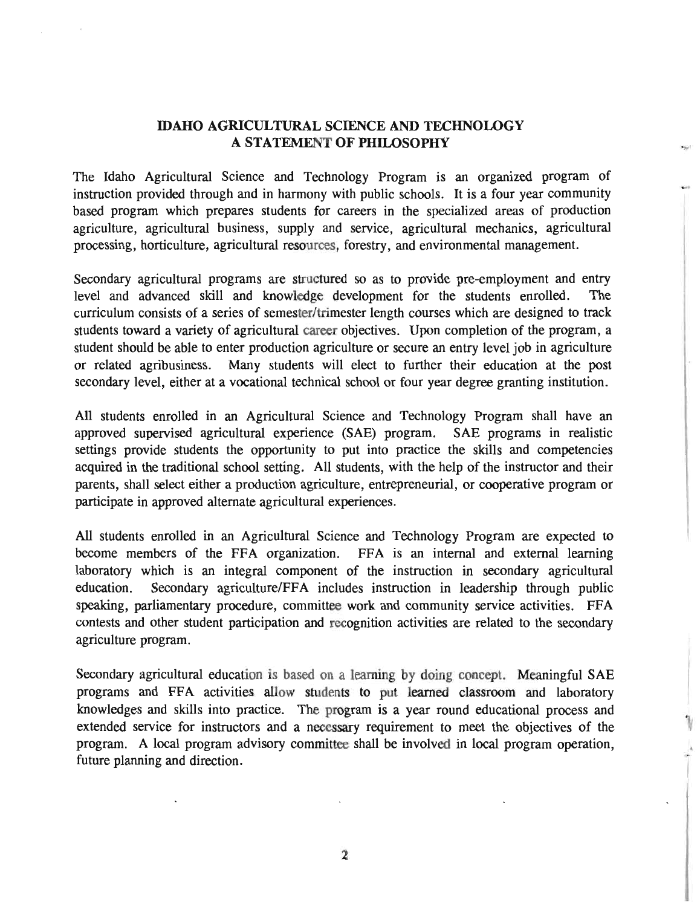# IDAHO AGRICULTURAL SCIENCE AND TECHNOLOGY
## A STATEMENT OF PHILOSOPHY

The Idaho Agricultural Science and Technology Program is an organized program of instruction provided through and in harmony with public schools. It is a four year community based program which prepares students for careers in the specialized areas of production agriculture, agricultural business, supply and service, agricultural mechanics, agricultural processing, horticulture, agricultural resources, forestry, and environmental management.

Secondary agricultural programs are structured so as to provide pre-employment and entry level and advanced skill and knowledge development for the students enrolled. The curriculum consists of a series of semester/trimester length courses which are designed to track students toward a variety of agricultural career objectives. Upon completion of the program, a student should be able to enter production agriculture or secure an entry level job in agriculture or related agribusiness. Many students will elect to further their education at the post secondary level, either at a vocational technical school or four year degree granting institution.

All students enrolled in an Agricultural Science and Technology Program shall have an approved supervised agricultural experience (SAE) program. SAE programs in realistic settings provide students the opportunity to put into practice the skills and competencies acquired in the traditional school setting. All students, with the help of the instructor and their parents, shall select either a production agriculture, entrepreneurial, or cooperative program or participate in approved alternate agricultural experiences.

All students enrolled in an Agricultural Science and Technology Program are expected to become members of the FFA organization. FFA is an internal and external learning laboratory which is an integral component of the instruction in secondary agricultural education. Secondary agriculture/FFA includes instruction in leadership through public speaking, parliamentary procedure, committee work and community service activities. FFA contests and other student participation and recognition activities are related to the secondary agriculture program.

Secondary agricultural education is based on a learning by doing concept. Meaningful SAE programs and FFA activities allow students to put learned classroom and laboratory knowledges and skills into practice. The program is a year round educational process and extended service for instructors and a necessary requirement to meet the objectives of the program. A local program advisory committee shall be involved in local program operation, future planning and direction.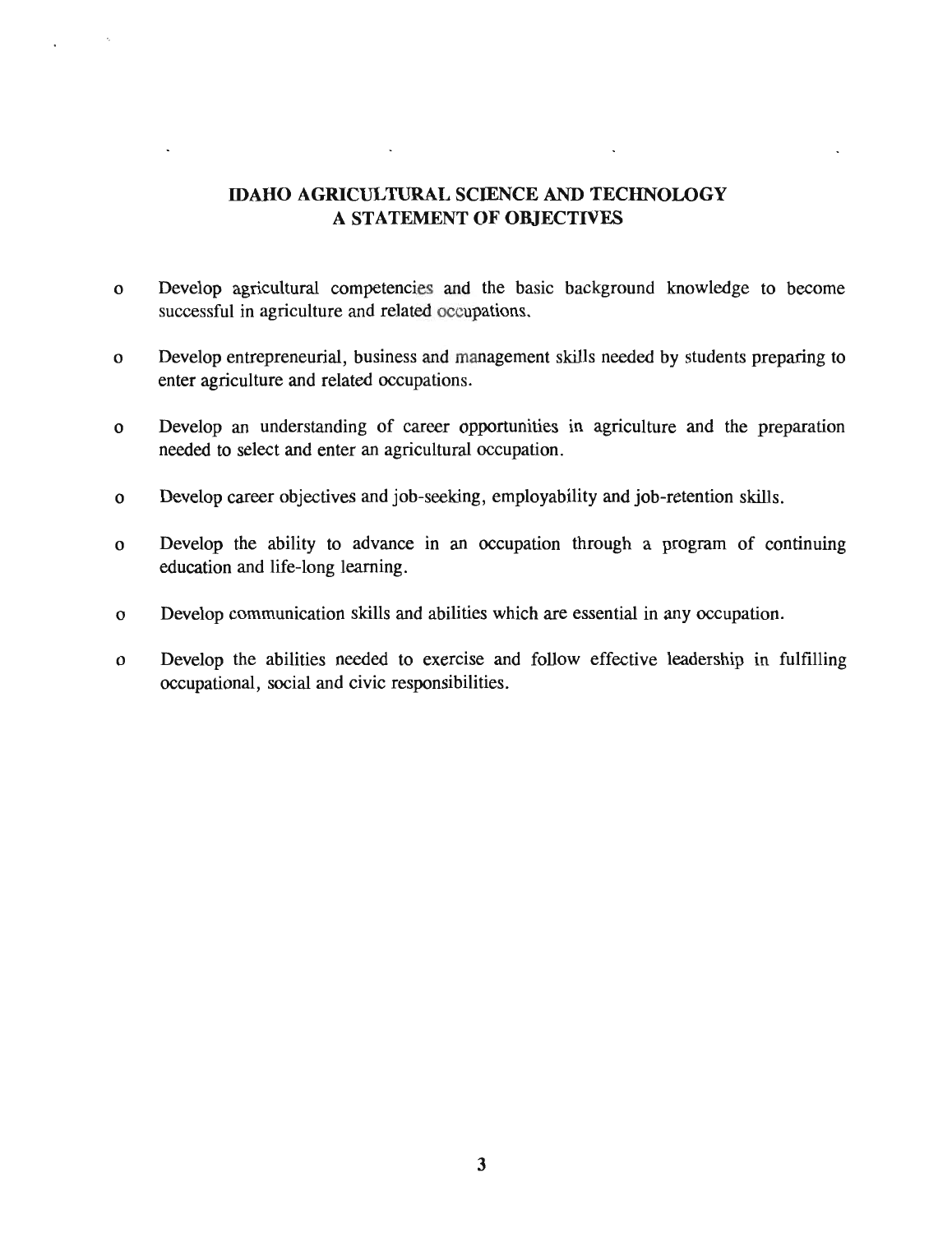## IDAHO AGRICULTURAL SCIENCE AND TECHNOLOGY
## A STATEMENT OF OBJECTIVES

- Develop agricultural competencies and the basic background knowledge to become successful in agriculture and related occupations.
- Develop entrepreneurial, business and management skills needed by students preparing to enter agriculture and related occupations.
- Develop an understanding of career opportunities in agriculture and the preparation needed to select and enter an agricultural occupation.
- Develop career objectives and job-seeking, employability and job-retention skills.
- Develop the ability to advance in an occupation through a program of continuing education and life-long learning.
- Develop communication skills and abilities which are essential in any occupation.
- Develop the abilities needed to exercise and follow effective leadership in fulfilling occupational, social and civic responsibilities.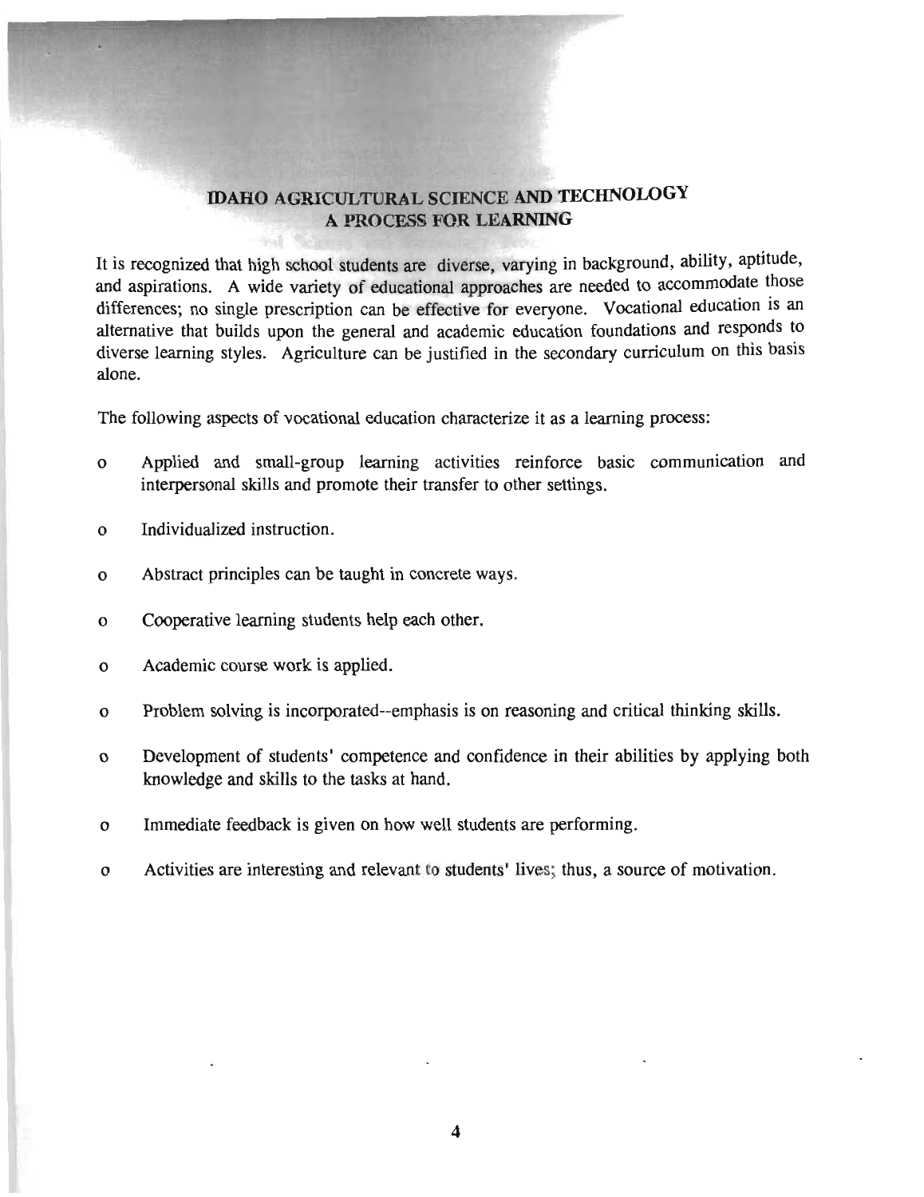# IDAHO AGRICULTURAL SCIENCE AND TECHNOLOGY
## A PROCESS FOR LEARNING

It is recognized that high school students are diverse, varying in background, ability, aptitude, and aspirations. A wide variety of educational approaches are needed to accommodate those differences; no single prescription can be effective for everyone. Vocational education is an alternative that builds upon the general and academic education foundations and responds to diverse learning styles. Agriculture can be justified in the secondary curriculum on this basis alone.

The following aspects of vocational education characterize it as a learning process:

- Applied and small-group learning activities reinforce basic communication and interpersonal skills and promote their transfer to other settings.
- Individualized instruction.
- Abstract principles can be taught in concrete ways.
- Cooperative learning students help each other.
- Academic course work is applied.
- Problem solving is incorporated--emphasis is on reasoning and critical thinking skills.
- Development of students' competence and confidence in their abilities by applying both knowledge and skills to the tasks at hand.
- Immediate feedback is given on how well students are performing.
- Activities are interesting and relevant to students' lives; thus, a source of motivation.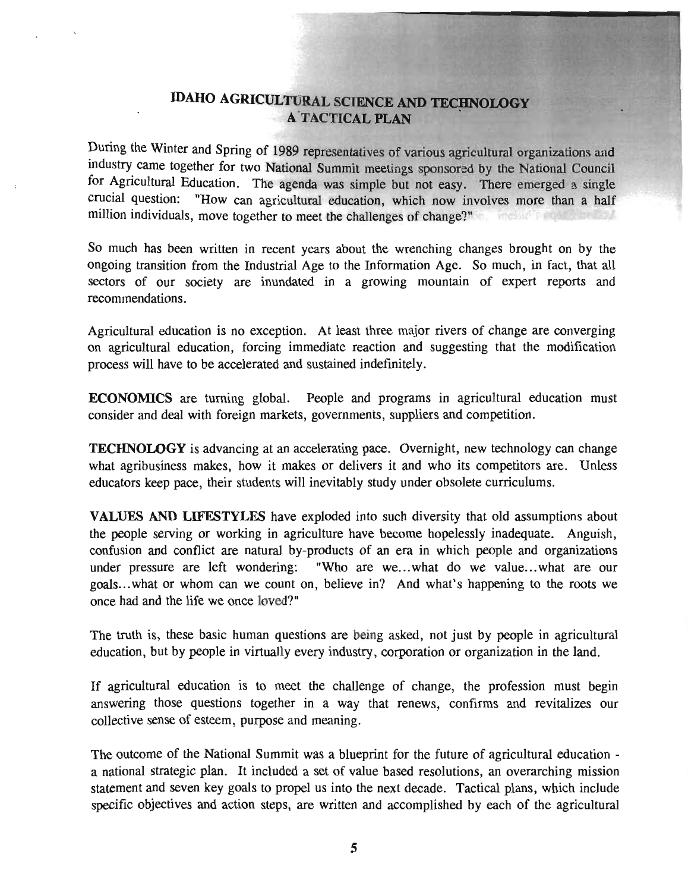# IDAHO AGRICULTURAL SCIENCE AND TECHNOLOGY
## A TACTICAL PLAN

During the Winter and Spring of 1989 representatives of various agricultural organizations and industry came together for two National Summit meetings sponsored by the National Council for Agricultural Education. The agenda was simple but not easy. There emerged a single crucial question: "How can agricultural education, which now involves more than a half million individuals, move together to meet the challenges of change?"

So much has been written in recent years about the wrenching changes brought on by the ongoing transition from the Industrial Age to the Information Age. So much, in fact, that all sectors of our society are inundated in a growing mountain of expert reports and recommendations.

Agricultural education is no exception. At least three major rivers of change are converging on agricultural education, forcing immediate reaction and suggesting that the modification process will have to be accelerated and sustained indefinitely.

**ECONOMICS** are turning global. People and programs in agricultural education must consider and deal with foreign markets, governments, suppliers and competition.

**TECHNOLOGY** is advancing at an accelerating pace. Overnight, new technology can change what agribusiness makes, how it makes or delivers it and who its competitors are. Unless educators keep pace, their students will inevitably study under obsolete curriculums.

**VALUES AND LIFESTYLES** have exploded into such diversity that old assumptions about the people serving or working in agriculture have become hopelessly inadequate. Anguish, confusion and conflict are natural by-products of an era in which people and organizations under pressure are left wondering: "Who are we...what do we value...what are our goals...what or whom can we count on, believe in? And what's happening to the roots we once had and the life we once loved?"

The truth is, these basic human questions are being asked, not just by people in agricultural education, but by people in virtually every industry, corporation or organization in the land.

If agricultural education is to meet the challenge of change, the profession must begin answering those questions together in a way that renews, confirms and revitalizes our collective sense of esteem, purpose and meaning.

The outcome of the National Summit was a blueprint for the future of agricultural education - a national strategic plan. It included a set of value based resolutions, an overarching mission statement and seven key goals to propel us into the next decade. Tactical plans, which include specific objectives and action steps, are written and accomplished by each of the agricultural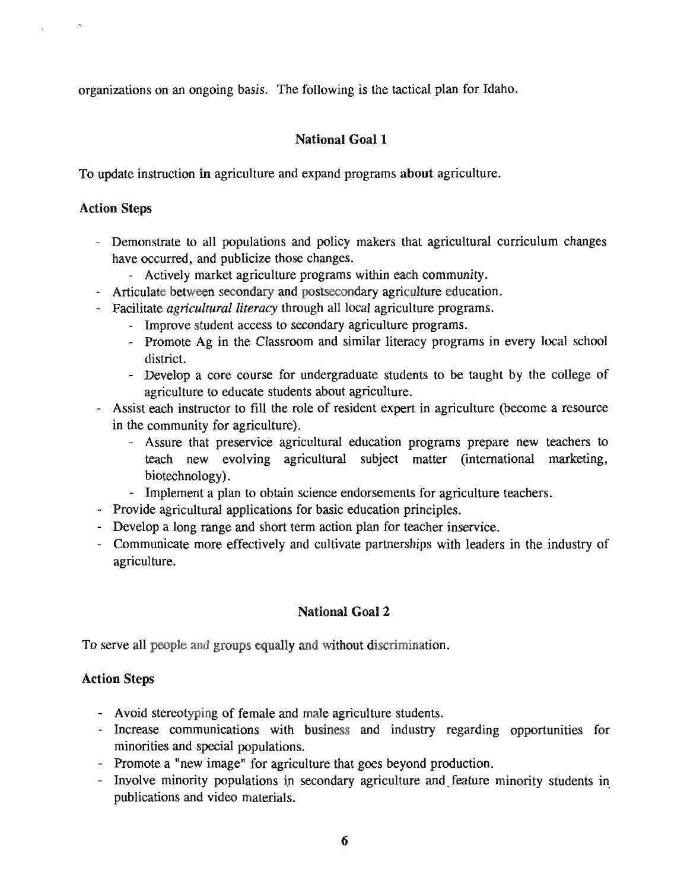organizations on an ongoing basis. The following is the tactical plan for Idaho.

## National Goal 1

To update instruction **in** agriculture and expand programs **about** agriculture.

### Action Steps

- Demonstrate to all populations and policy makers that agricultural curriculum changes have occurred, and publicize those changes.
    - Actively market agriculture programs within each community.
- Articulate between secondary and postsecondary agriculture education.
- Facilitate *agricultural literacy* through all local agriculture programs.
    - Improve student access to secondary agriculture programs.
    - Promote Ag in the Classroom and similar literacy programs in every local school district.
    - Develop a core course for undergraduate students to be taught by the college of agriculture to educate students about agriculture.
- Assist each instructor to fill the role of resident expert in agriculture (become a resource in the community for agriculture).
    - Assure that preservice agricultural education programs prepare new teachers to teach new evolving agricultural subject matter (international marketing, biotechnology).
    - Implement a plan to obtain science endorsements for agriculture teachers.
- Provide agricultural applications for basic education principles.
- Develop a long range and short term action plan for teacher inservice.
- Communicate more effectively and cultivate partnerships with leaders in the industry of agriculture.

## National Goal 2

To serve all people and groups equally and without discrimination.

### Action Steps

- Avoid stereotyping of female and male agriculture students.
- Increase communications with business and industry regarding opportunities for minorities and special populations.
- Promote a "new image" for agriculture that goes beyond production.
- Involve minority populations in secondary agriculture and feature minority students in publications and video materials.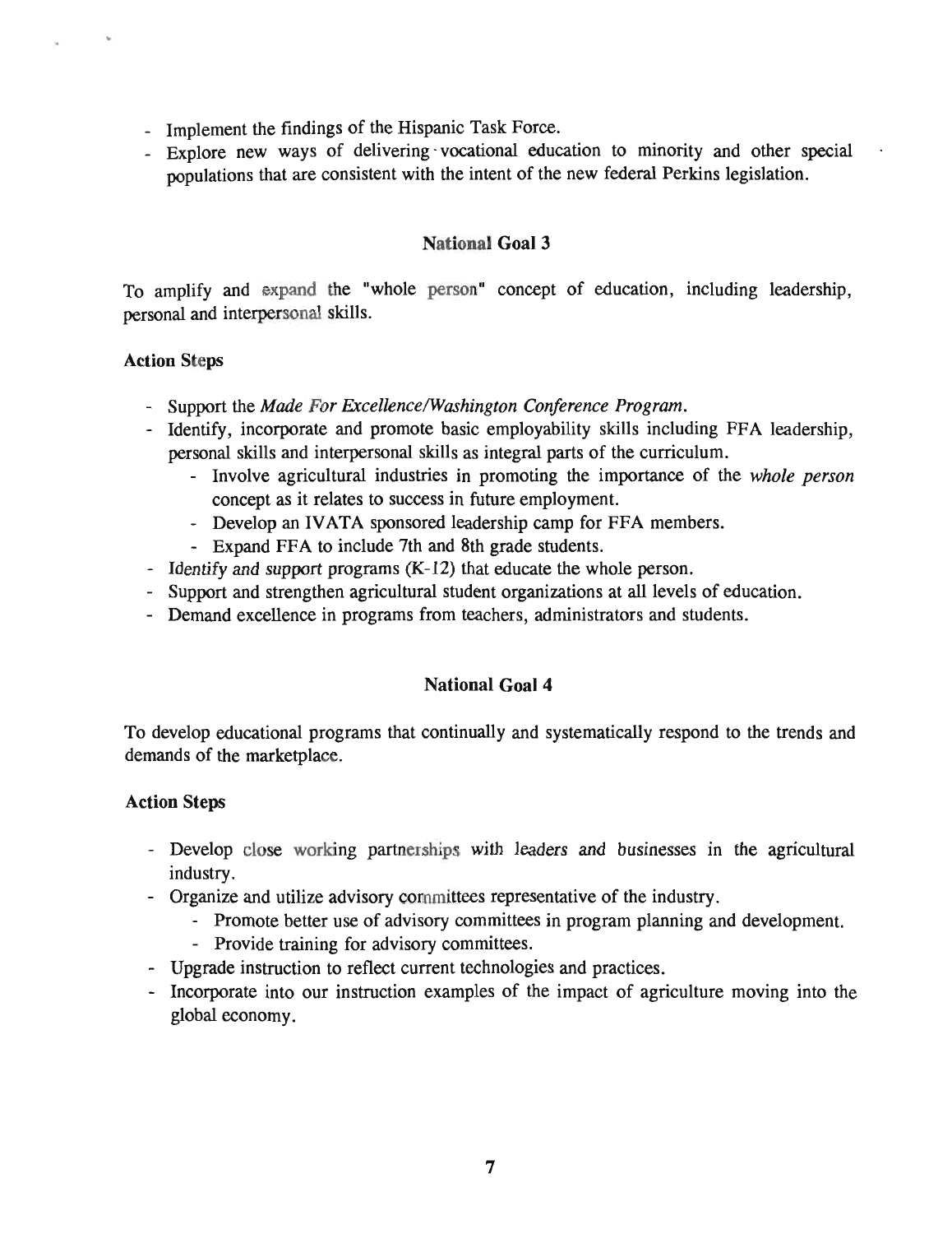- Implement the findings of the Hispanic Task Force.
- Explore new ways of delivering vocational education to minority and other special populations that are consistent with the intent of the new federal Perkins legislation.

## National Goal 3

To amplify and expand the "whole person" concept of education, including leadership, personal and interpersonal skills.

### Action Steps

- Support the *Made For Excellence/Washington Conference Program*.
- Identify, incorporate and promote basic employability skills including FFA leadership, personal skills and interpersonal skills as integral parts of the curriculum.
    - Involve agricultural industries in promoting the importance of the *whole person* concept as it relates to success in future employment.
    - Develop an IVATA sponsored leadership camp for FFA members.
    - Expand FFA to include 7th and 8th grade students.
- Identify and support programs (K-12) that educate the whole person.
- Support and strengthen agricultural student organizations at all levels of education.
- Demand excellence in programs from teachers, administrators and students.

## National Goal 4

To develop educational programs that continually and systematically respond to the trends and demands of the marketplace.

### Action Steps

- Develop close working partnerships with leaders and businesses in the agricultural industry.
- Organize and utilize advisory committees representative of the industry.
    - Promote better use of advisory committees in program planning and development.
    - Provide training for advisory committees.
- Upgrade instruction to reflect current technologies and practices.
- Incorporate into our instruction examples of the impact of agriculture moving into the global economy.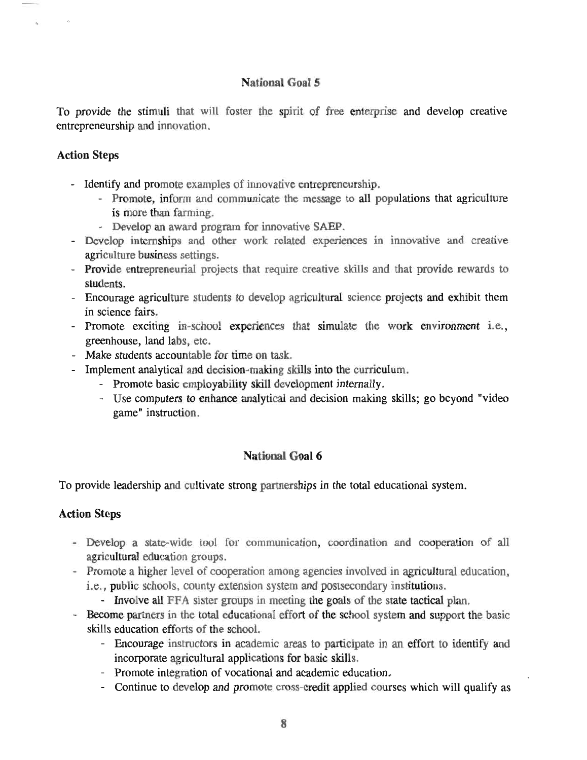### National Goal 5

To provide the stimuli that will foster the spirit of free enterprise and develop creative entrepreneurship and innovation.

#### Action Steps

- Identify and promote examples of innovative entrepreneurship.
  - Promote, inform and communicate the message to all populations that agriculture is more than farming.
  - Develop an award program for innovative SAEP.
- Develop internships and other work related experiences in innovative and creative agriculture business settings.
- Provide entrepreneurial projects that require creative skills and that provide rewards to students.
- Encourage agriculture students to develop agricultural science projects and exhibit them in science fairs.
- Promote exciting in-school experiences that simulate the work environment i.e., greenhouse, land labs, etc.
- Make students accountable for time on task.
- Implement analytical and decision-making skills into the curriculum.
  - Promote basic employability skill development internally.
  - Use computers to enhance analytical and decision making skills; go beyond "video game" instruction.

### National Goal 6

To provide leadership and cultivate strong partnerships in the total educational system.

#### Action Steps

- Develop a state-wide tool for communication, coordination and cooperation of all agricultural education groups.
- Promote a higher level of cooperation among agencies involved in agricultural education, i.e., public schools, county extension system and postsecondary institutions.
  - Involve all FFA sister groups in meeting the goals of the state tactical plan.
- Become partners in the total educational effort of the school system and support the basic skills education efforts of the school.
  - Encourage instructors in academic areas to participate in an effort to identify and incorporate agricultural applications for basic skills.
  - Promote integration of vocational and academic education.
  - Continue to develop and promote cross-credit applied courses which will qualify as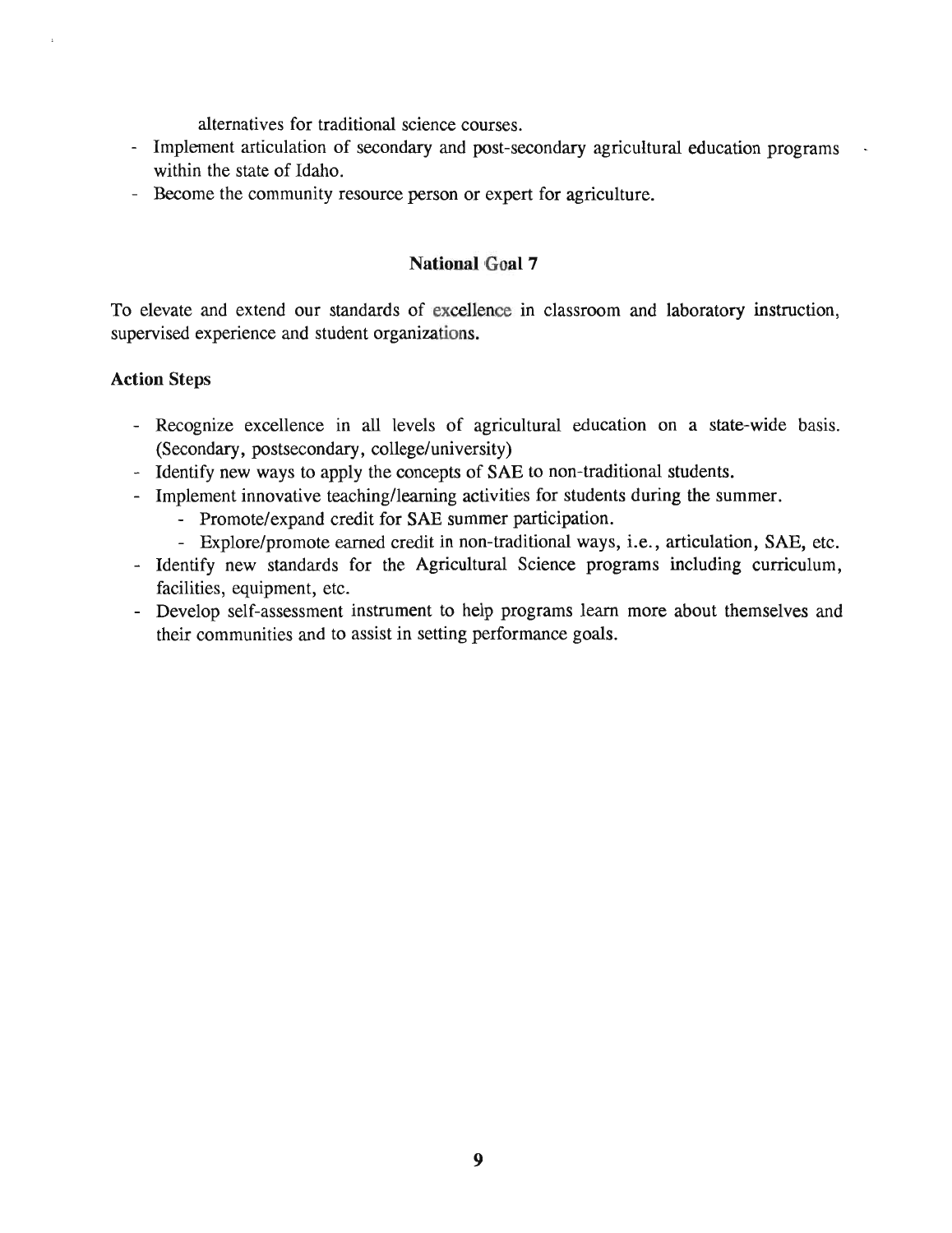alternatives for traditional science courses.

- Implement articulation of secondary and post-secondary agricultural education programs within the state of Idaho.
- Become the community resource person or expert for agriculture.

### National Goal 7

To elevate and extend our standards of excellence in classroom and laboratory instruction, supervised experience and student organizations.

**Action Steps**

- Recognize excellence in all levels of agricultural education on a state-wide basis. (Secondary, postsecondary, college/university)
- Identify new ways to apply the concepts of SAE to non-traditional students.
- Implement innovative teaching/learning activities for students during the summer.
  - Promote/expand credit for SAE summer participation.
  - Explore/promote earned credit in non-traditional ways, i.e., articulation, SAE, etc.
- Identify new standards for the Agricultural Science programs including curriculum, facilities, equipment, etc.
- Develop self-assessment instrument to help programs learn more about themselves and their communities and to assist in setting performance goals.